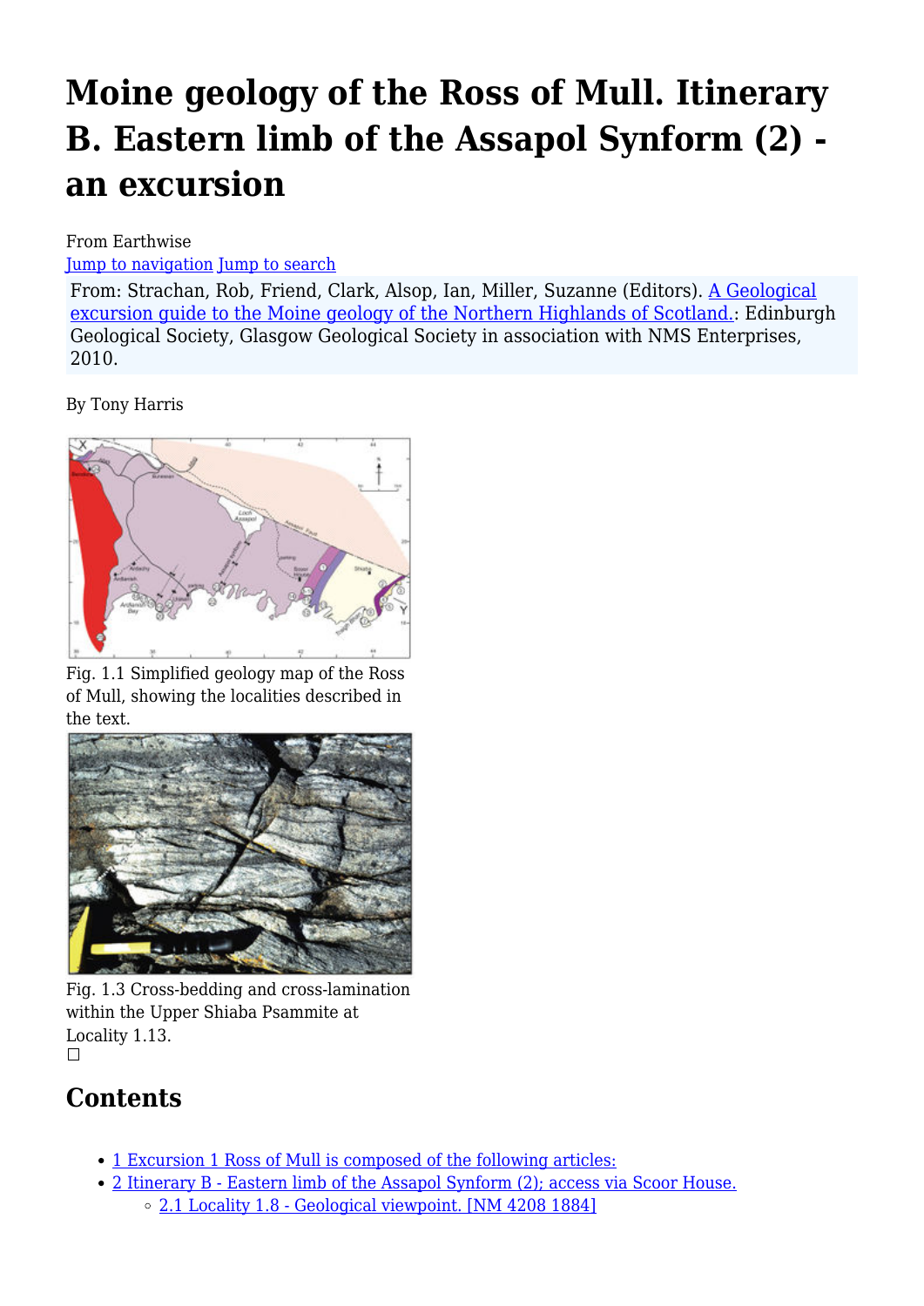# Moine geology of the Ross of Mull. Itinerary B. Eastern limb of the Assapol Synform (2) - an excursion

From Earthwise

Jump to navigation Jump to search

From: Strachan, Rob, Friend, Clark, Alsop, Ian, Miller, Suzanne (Editors). A Geological excursion guide to the Moine geology of the Northern Highlands of Scotland.: Edinburgh Geological Society, Glasgow Geological Society in association with NMS Enterprises, 2010.

By Tony Harris

Fig. 1.1 Simplified geology map of the Ross of Mull, showing the localities described in the text.

Fig. 1.3 Cross-bedding and cross-lamination within the Upper Shiaba Psammite at Locality 1.13.

## Contents

- 1 Excursion 1 Ross of Mull is composed of the following articles:
- 2 Itinerary B - Eastern limb of the Assapol Synform (2); access via Scoor House.
  - 2.1 Locality 1.8 - Geological viewpoint. [NM 4208 1884]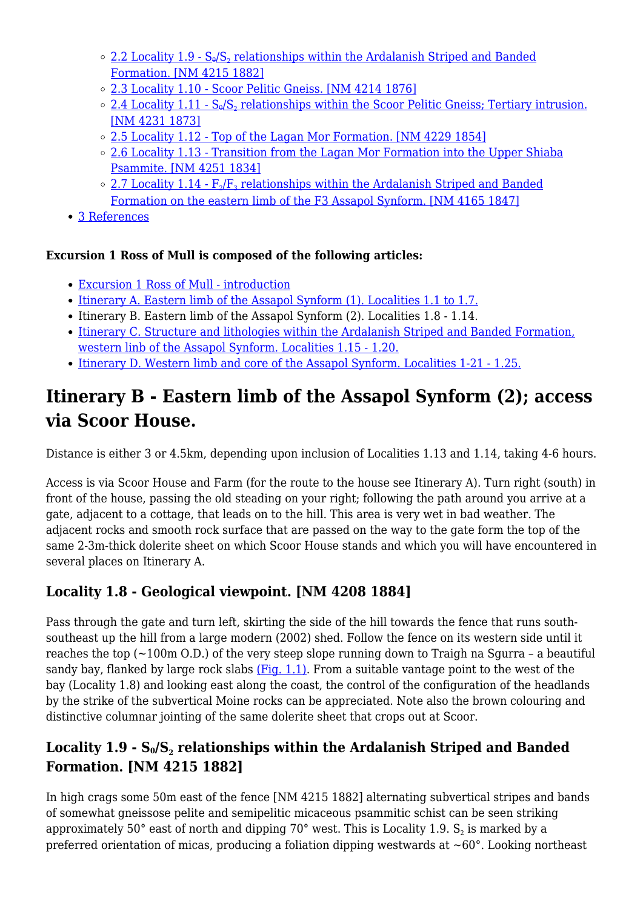- [2.2 Locality 1.9 - $S_0$/$S_2$ relationships within the Ardalanish Striped and Banded Formation. [NM 4215 1882]]
- [2.3 Locality 1.10 - Scoor Pelitic Gneiss. [NM 4214 1876]]
- [2.4 Locality 1.11 - $S_0$/$S_2$ relationships within the Scoor Pelitic Gneiss; Tertiary intrusion. [NM 4231 1873]]
- [2.5 Locality 1.12 - Top of the Lagan Mor Formation. [NM 4229 1854]]
- [2.6 Locality 1.13 - Transition from the Lagan Mor Formation into the Upper Shiaba Psammite. [NM 4251 1834]]
- [2.7 Locality 1.14 - $F_2$/$F_3$ relationships within the Ardalanish Striped and Banded Formation on the eastern limb of the F3 Assapol Synform. [NM 4165 1847]]
- 3 References

**Excursion 1 Ross of Mull is composed of the following articles:**

- Excursion 1 Ross of Mull - introduction
- Itinerary A. Eastern limb of the Assapol Synform (1). Localities 1.1 to 1.7.
- Itinerary B. Eastern limb of the Assapol Synform (2). Localities 1.8 - 1.14.
- Itinerary C. Structure and lithologies within the Ardalanish Striped and Banded Formation, western linb of the Assapol Synform. Localities 1.15 - 1.20.
- Itinerary D. Western limb and core of the Assapol Synform. Localities 1-21 - 1.25.

# Itinerary B - Eastern limb of the Assapol Synform (2); access via Scoor House.

Distance is either 3 or 4.5km, depending upon inclusion of Localities 1.13 and 1.14, taking 4-6 hours.

Access is via Scoor House and Farm (for the route to the house see Itinerary A). Turn right (south) in front of the house, passing the old steading on your right; following the path around you arrive at a gate, adjacent to a cottage, that leads on to the hill. This area is very wet in bad weather. The adjacent rocks and smooth rock surface that are passed on the way to the gate form the top of the same 2-3m-thick dolerite sheet on which Scoor House stands and which you will have encountered in several places on Itinerary A.

## Locality 1.8 - Geological viewpoint. [NM 4208 1884]

Pass through the gate and turn left, skirting the side of the hill towards the fence that runs south-southeast up the hill from a large modern (2002) shed. Follow the fence on its western side until it reaches the top (~100m O.D.) of the very steep slope running down to Traigh na Sgurra – a beautiful sandy bay, flanked by large rock slabs (Fig. 1.1). From a suitable vantage point to the west of the bay (Locality 1.8) and looking east along the coast, the control of the configuration of the headlands by the strike of the subvertical Moine rocks can be appreciated. Note also the brown colouring and distinctive columnar jointing of the same dolerite sheet that crops out at Scoor.

## Locality 1.9 - $S_0$/$S_2$ relationships within the Ardalanish Striped and Banded Formation. [NM 4215 1882]

In high crags some 50m east of the fence [NM 4215 1882] alternating subvertical stripes and bands of somewhat gneissose pelite and semipelitic micaceous psammitic schist can be seen striking approximately 50° east of north and dipping 70° west. This is Locality 1.9. $S_2$ is marked by a preferred orientation of micas, producing a foliation dipping westwards at ~60°. Looking northeast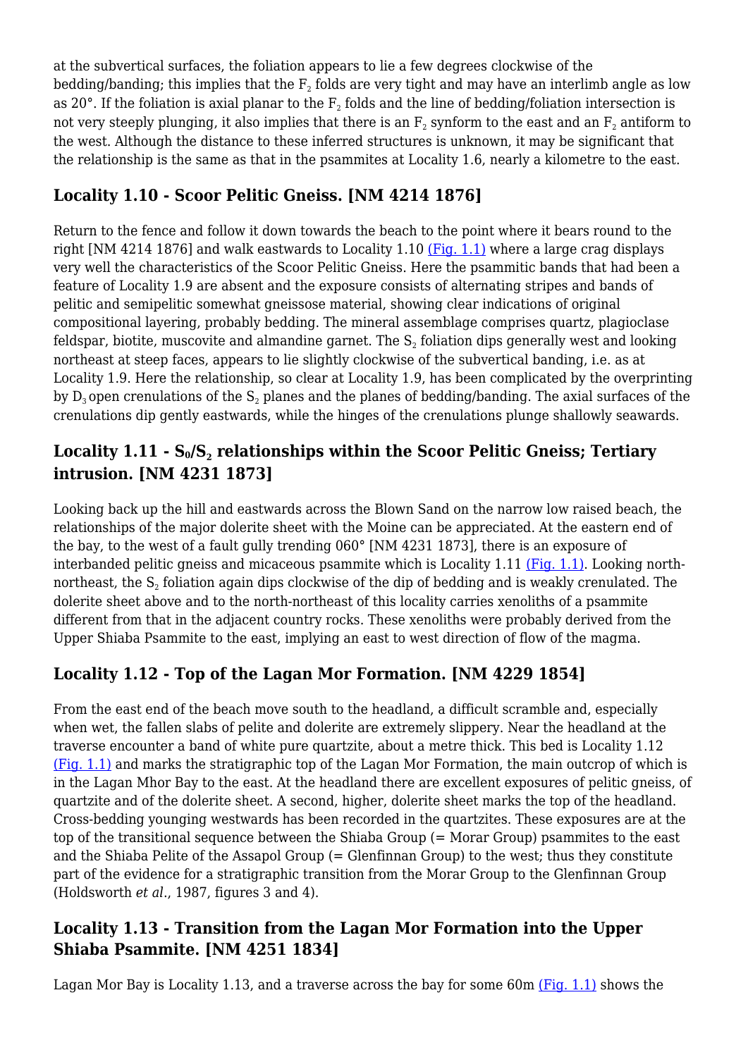at the subvertical surfaces, the foliation appears to lie a few degrees clockwise of the bedding/banding; this implies that the $F_2$ folds are very tight and may have an interlimb angle as low as 20°. If the foliation is axial planar to the $F_2$ folds and the line of bedding/foliation intersection is not very steeply plunging, it also implies that there is an $F_2$ synform to the east and an $F_2$ antiform to the west. Although the distance to these inferred structures is unknown, it may be significant that the relationship is the same as that in the psammites at Locality 1.6, nearly a kilometre to the east.

### Locality 1.10 - Scoor Pelitic Gneiss. [NM 4214 1876]

Return to the fence and follow it down towards the beach to the point where it bears round to the right [NM 4214 1876] and walk eastwards to Locality 1.10 (Fig. 1.1) where a large crag displays very well the characteristics of the Scoor Pelitic Gneiss. Here the psammitic bands that had been a feature of Locality 1.9 are absent and the exposure consists of alternating stripes and bands of pelitic and semipelitic somewhat gneissose material, showing clear indications of original compositional layering, probably bedding. The mineral assemblage comprises quartz, plagioclase feldspar, biotite, muscovite and almandine garnet. The $S_2$ foliation dips generally west and looking northeast at steep faces, appears to lie slightly clockwise of the subvertical banding, i.e. as at Locality 1.9. Here the relationship, so clear at Locality 1.9, has been complicated by the overprinting by $D_3$ open crenulations of the $S_2$ planes and the planes of bedding/banding. The axial surfaces of the crenulations dip gently eastwards, while the hinges of the crenulations plunge shallowly seawards.

### Locality 1.11 - $S_0$/$S_2$ relationships within the Scoor Pelitic Gneiss; Tertiary intrusion. [NM 4231 1873]

Looking back up the hill and eastwards across the Blown Sand on the narrow low raised beach, the relationships of the major dolerite sheet with the Moine can be appreciated. At the eastern end of the bay, to the west of a fault gully trending 060° [NM 4231 1873], there is an exposure of interbanded pelitic gneiss and micaceous psammite which is Locality 1.11 (Fig. 1.1). Looking north-northeast, the $S_2$ foliation again dips clockwise of the dip of bedding and is weakly crenulated. The dolerite sheet above and to the north-northeast of this locality carries xenoliths of a psammite different from that in the adjacent country rocks. These xenoliths were probably derived from the Upper Shiaba Psammite to the east, implying an east to west direction of flow of the magma.

### Locality 1.12 - Top of the Lagan Mor Formation. [NM 4229 1854]

From the east end of the beach move south to the headland, a difficult scramble and, especially when wet, the fallen slabs of pelite and dolerite are extremely slippery. Near the headland at the traverse encounter a band of white pure quartzite, about a metre thick. This bed is Locality 1.12 (Fig. 1.1) and marks the stratigraphic top of the Lagan Mor Formation, the main outcrop of which is in the Lagan Mhor Bay to the east. At the headland there are excellent exposures of pelitic gneiss, of quartzite and of the dolerite sheet. A second, higher, dolerite sheet marks the top of the headland. Cross-bedding younging westwards has been recorded in the quartzites. These exposures are at the top of the transitional sequence between the Shiaba Group (= Morar Group) psammites to the east and the Shiaba Pelite of the Assapol Group (= Glenfinnan Group) to the west; thus they constitute part of the evidence for a stratigraphic transition from the Morar Group to the Glenfinnan Group (Holdsworth *et al*., 1987, figures 3 and 4).

### Locality 1.13 - Transition from the Lagan Mor Formation into the Upper Shiaba Psammite. [NM 4251 1834]

Lagan Mor Bay is Locality 1.13, and a traverse across the bay for some 60m (Fig. 1.1) shows the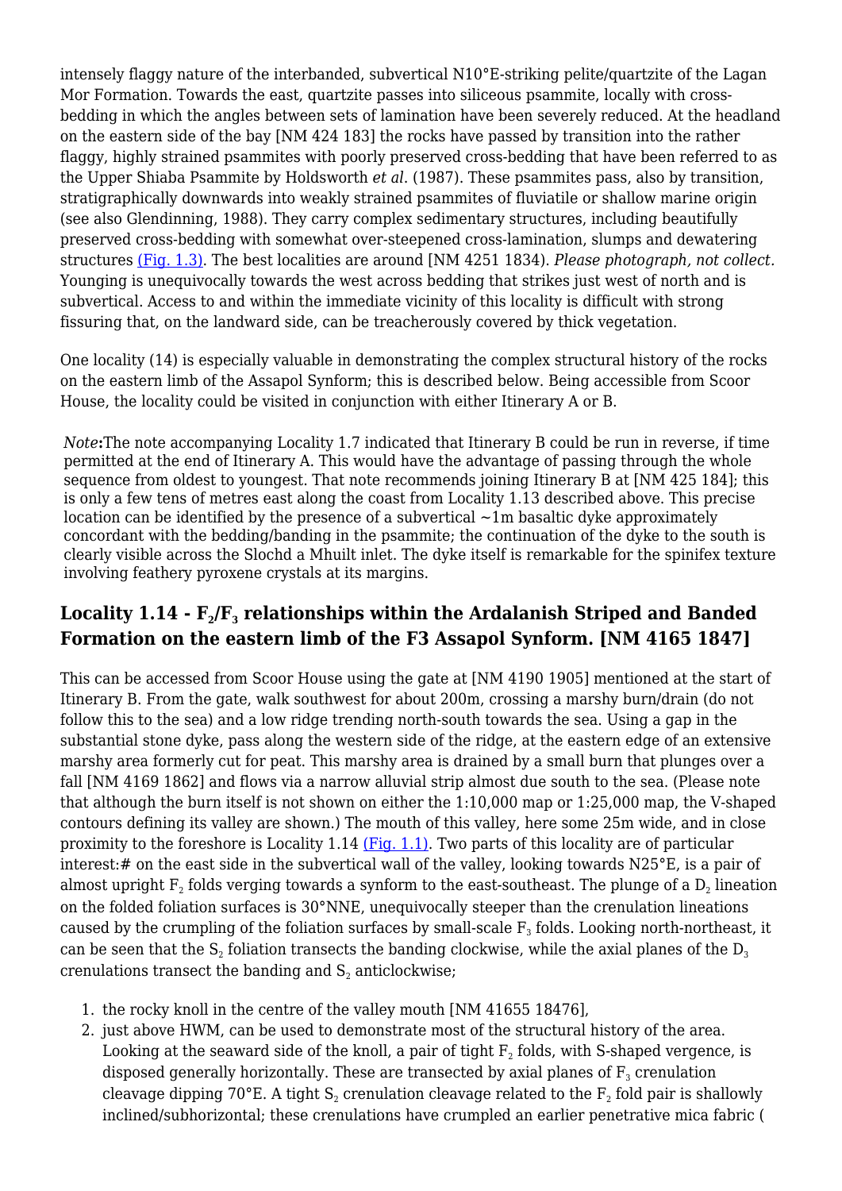intensely flaggy nature of the interbanded, subvertical N10°E-striking pelite/quartzite of the Lagan Mor Formation. Towards the east, quartzite passes into siliceous psammite, locally with cross-bedding in which the angles between sets of lamination have been severely reduced. At the headland on the eastern side of the bay [NM 424 183] the rocks have passed by transition into the rather flaggy, highly strained psammites with poorly preserved cross-bedding that have been referred to as the Upper Shiaba Psammite by Holdsworth *et al*. (1987). These psammites pass, also by transition, stratigraphically downwards into weakly strained psammites of fluviatile or shallow marine origin (see also Glendinning, 1988). They carry complex sedimentary structures, including beautifully preserved cross-bedding with somewhat over-steepened cross-lamination, slumps and dewatering structures (Fig. 1.3). The best localities are around [NM 4251 1834]. *Please photograph, not collect.* Younging is unequivocally towards the west across bedding that strikes just west of north and is subvertical. Access to and within the immediate vicinity of this locality is difficult with strong fissuring that, on the landward side, can be treacherously covered by thick vegetation.

One locality (14) is especially valuable in demonstrating the complex structural history of the rocks on the eastern limb of the Assapol Synform; this is described below. Being accessible from Scoor House, the locality could be visited in conjunction with either Itinerary A or B.

> *Note***:**The note accompanying Locality 1.7 indicated that Itinerary B could be run in reverse, if time permitted at the end of Itinerary A. This would have the advantage of passing through the whole sequence from oldest to youngest. That note recommends joining Itinerary B at [NM 425 184]; this is only a few tens of metres east along the coast from Locality 1.13 described above. This precise location can be identified by the presence of a subvertical ~1m basaltic dyke approximately concordant with the bedding/banding in the psammite; the continuation of the dyke to the south is clearly visible across the Slochd a Mhuilt inlet. The dyke itself is remarkable for the spinifex texture involving feathery pyroxene crystals at its margins.

## Locality 1.14 - $F_2$/$F_3$ relationships within the Ardalanish Striped and Banded Formation on the eastern limb of the F3 Assapol Synform. [NM 4165 1847]

This can be accessed from Scoor House using the gate at [NM 4190 1905] mentioned at the start of Itinerary B. From the gate, walk southwest for about 200m, crossing a marshy burn/drain (do not follow this to the sea) and a low ridge trending north-south towards the sea. Using a gap in the substantial stone dyke, pass along the western side of the ridge, at the eastern edge of an extensive marshy area formerly cut for peat. This marshy area is drained by a small burn that plunges over a fall [NM 4169 1862] and flows via a narrow alluvial strip almost due south to the sea. (Please note that although the burn itself is not shown on either the 1:10,000 map or 1:25,000 map, the V-shaped contours defining its valley are shown.) The mouth of this valley, here some 25m wide, and in close proximity to the foreshore is Locality 1.14 (Fig. 1.1). Two parts of this locality are of particular interest:# on the east side in the subvertical wall of the valley, looking towards N25°E, is a pair of almost upright $F_2$ folds verging towards a synform to the east-southeast. The plunge of a $D_2$ lineation on the folded foliation surfaces is 30°NNE, unequivocally steeper than the crenulation lineations caused by the crumpling of the foliation surfaces by small-scale $F_3$ folds. Looking north-northeast, it can be seen that the $S_2$ foliation transects the banding clockwise, while the axial planes of the $D_3$ crenulations transect the banding and $S_2$ anticlockwise;

1. the rocky knoll in the centre of the valley mouth [NM 41655 18476],
2. just above HWM, can be used to demonstrate most of the structural history of the area. Looking at the seaward side of the knoll, a pair of tight $F_2$ folds, with S-shaped vergence, is disposed generally horizontally. These are transected by axial planes of $F_3$ crenulation cleavage dipping 70°E. A tight $S_2$ crenulation cleavage related to the $F_2$ fold pair is shallowly inclined/subhorizontal; these crenulations have crumpled an earlier penetrative mica fabric (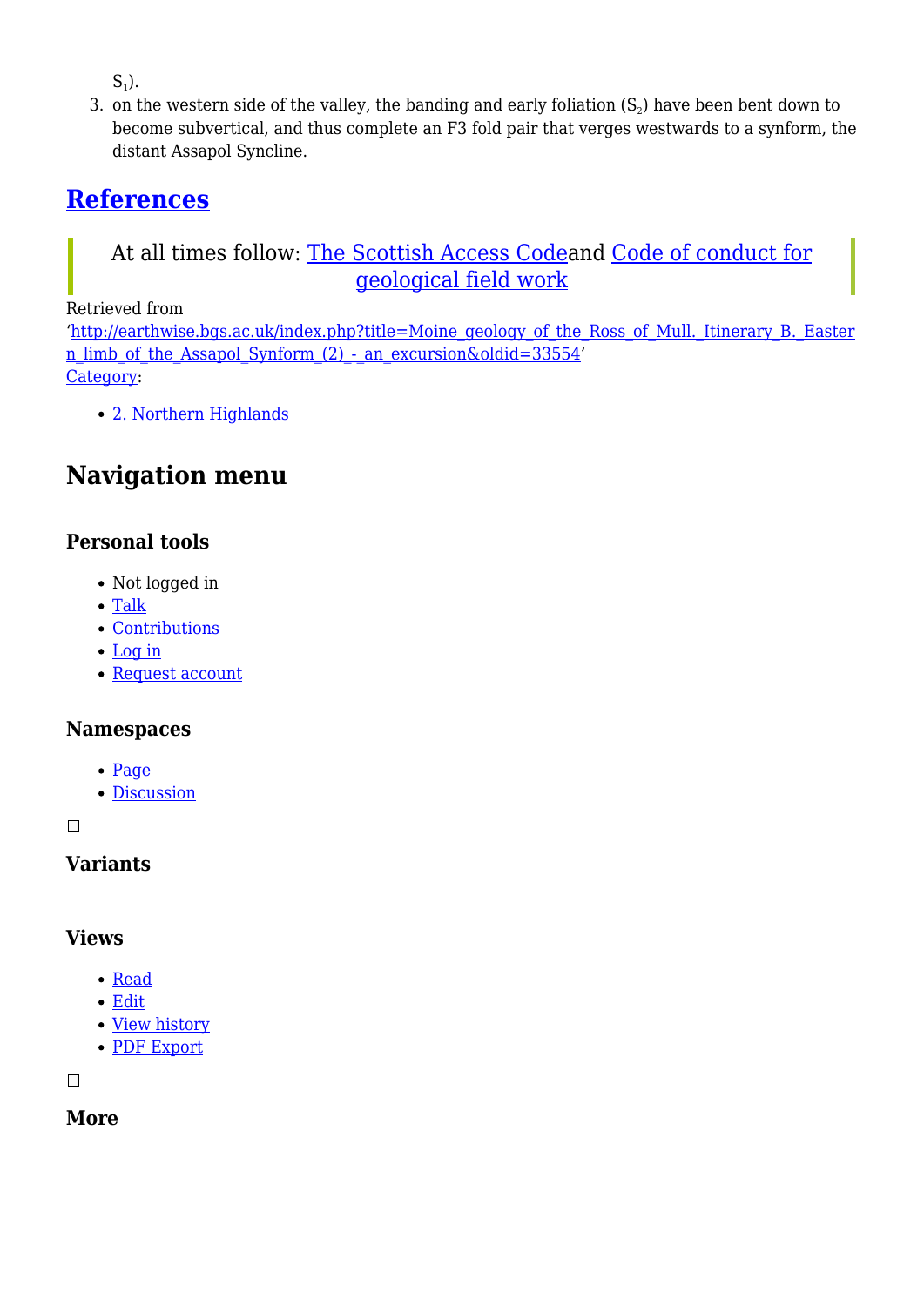$S_1$).

3. on the western side of the valley, the banding and early foliation ($S_2$) have been bent down to become subvertical, and thus complete an F3 fold pair that verges westwards to a synform, the distant Assapol Syncline.

## References

> At all times follow: The Scottish Access Codeand Code of conduct for geological field work

Retrieved from 'http://earthwise.bgs.ac.uk/index.php?title=Moine_geology_of_the_Ross_of_Mull._Itinerary_B._Eastern_limb_of_the_Assapol_Synform_(2)_-_an_excursion&oldid=33554'

Category:

- 2. Northern Highlands

# Navigation menu

### Personal tools

- Not logged in
- Talk
- Contributions
- Log in
- Request account

### Namespaces

- Page
- Discussion

### Variants

### Views

- Read
- Edit
- View history
- PDF Export

### More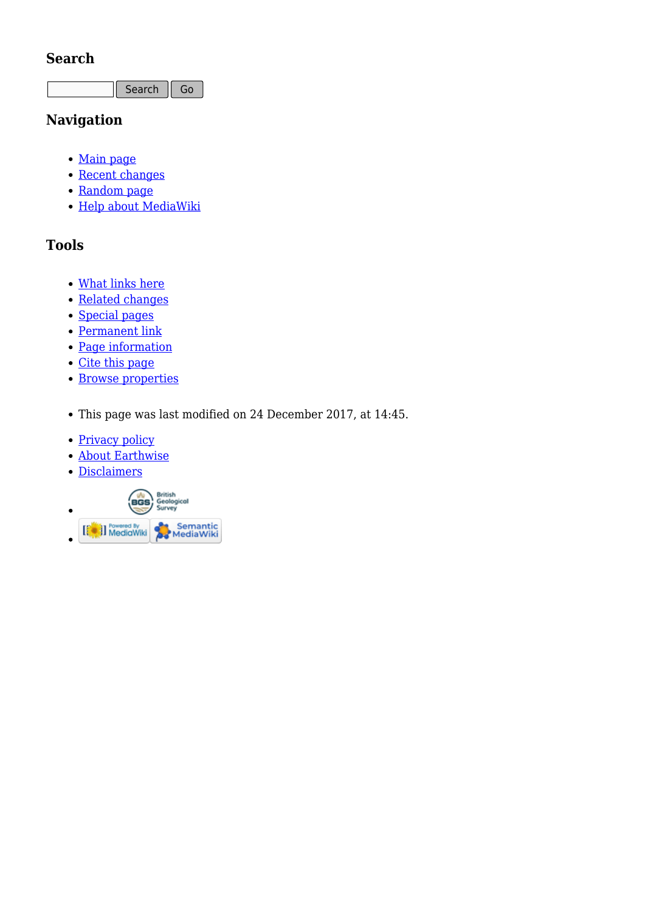## Search

Search Go

## Navigation

- Main page
- Recent changes
- Random page
- Help about MediaWiki

## Tools

- What links here
- Related changes
- Special pages
- Permanent link
- Page information
- Cite this page
- Browse properties

- This page was last modified on 24 December 2017, at 14:45.

- Privacy policy
- About Earthwise
- Disclaimers